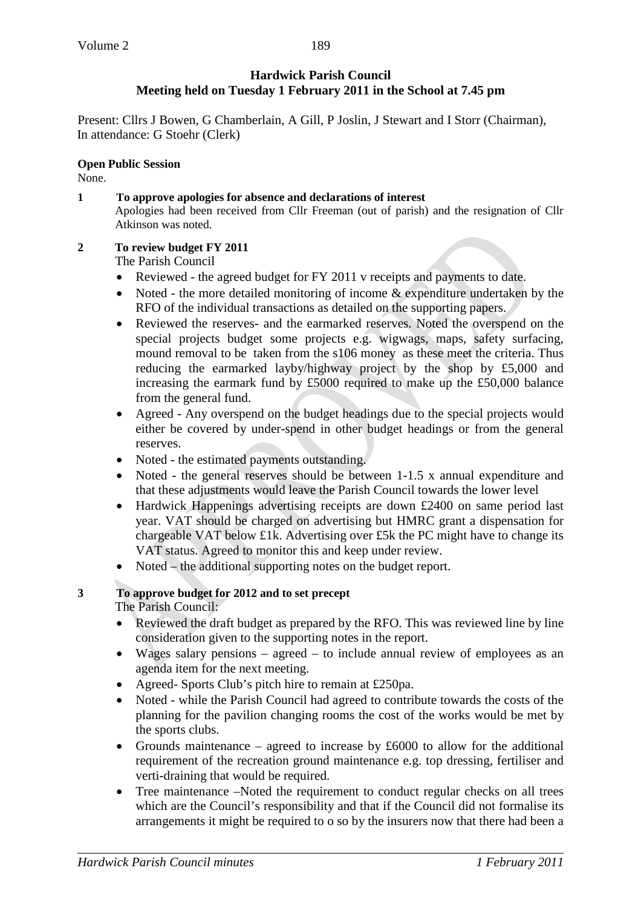**Hardwick Parish Council**
**Meeting held on Tuesday 1 February 2011 in the School at 7.45 pm**

Present: Cllrs J Bowen, G Chamberlain, A Gill, P Joslin, J Stewart and I Storr (Chairman),
In attendance: G Stoehr (Clerk)

**Open Public Session**
None.

**1 To approve apologies for absence and declarations of interest**
Apologies had been received from Cllr Freeman (out of parish) and the resignation of Cllr Atkinson was noted.

**2 To review budget FY 2011**
The Parish Council

- Reviewed - the agreed budget for FY 2011 v receipts and payments to date.
- Noted - the more detailed monitoring of income & expenditure undertaken by the RFO of the individual transactions as detailed on the supporting papers.
- Reviewed the reserves- and the earmarked reserves. Noted the overspend on the special projects budget some projects e.g. wigwags, maps, safety surfacing, mound removal to be taken from the s106 money as these meet the criteria. Thus reducing the earmarked layby/highway project by the shop by £5,000 and increasing the earmark fund by £5000 required to make up the £50,000 balance from the general fund.
- Agreed - Any overspend on the budget headings due to the special projects would either be covered by under-spend in other budget headings or from the general reserves.
- Noted - the estimated payments outstanding.
- Noted - the general reserves should be between 1-1.5 x annual expenditure and that these adjustments would leave the Parish Council towards the lower level
- Hardwick Happenings advertising receipts are down £2400 on same period last year. VAT should be charged on advertising but HMRC grant a dispensation for chargeable VAT below £1k. Advertising over £5k the PC might have to change its VAT status. Agreed to monitor this and keep under review.
- Noted – the additional supporting notes on the budget report.

**3 To approve budget for 2012 and to set precept**
The Parish Council:

- Reviewed the draft budget as prepared by the RFO. This was reviewed line by line consideration given to the supporting notes in the report.
- Wages salary pensions – agreed – to include annual review of employees as an agenda item for the next meeting.
- Agreed- Sports Club's pitch hire to remain at £250pa.
- Noted - while the Parish Council had agreed to contribute towards the costs of the planning for the pavilion changing rooms the cost of the works would be met by the sports clubs.
- Grounds maintenance – agreed to increase by £6000 to allow for the additional requirement of the recreation ground maintenance e.g. top dressing, fertiliser and verti-draining that would be required.
- Tree maintenance –Noted the requirement to conduct regular checks on all trees which are the Council's responsibility and that if the Council did not formalise its arrangements it might be required to o so by the insurers now that there had been a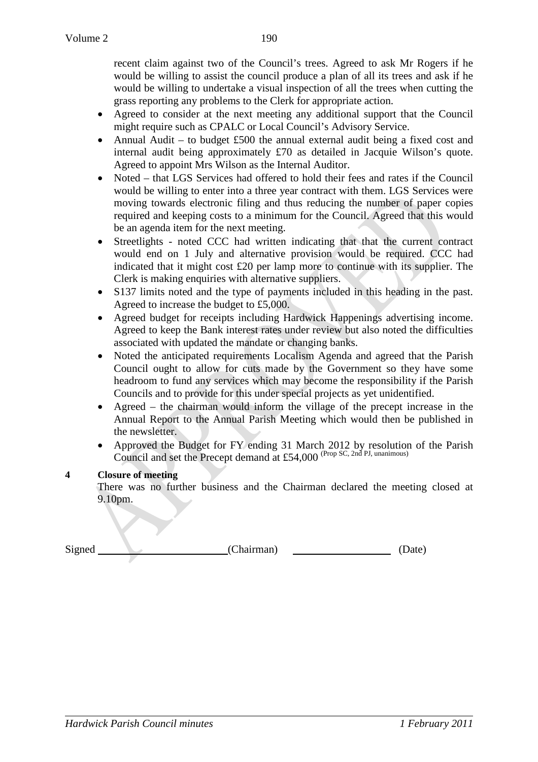recent claim against two of the Council's trees. Agreed to ask Mr Rogers if he would be willing to assist the council produce a plan of all its trees and ask if he would be willing to undertake a visual inspection of all the trees when cutting the grass reporting any problems to the Clerk for appropriate action.

- Agreed to consider at the next meeting any additional support that the Council might require such as CPALC or Local Council's Advisory Service.
- Annual Audit – to budget £500 the annual external audit being a fixed cost and internal audit being approximately £70 as detailed in Jacquie Wilson's quote. Agreed to appoint Mrs Wilson as the Internal Auditor.
- Noted – that LGS Services had offered to hold their fees and rates if the Council would be willing to enter into a three year contract with them. LGS Services were moving towards electronic filing and thus reducing the number of paper copies required and keeping costs to a minimum for the Council. Agreed that this would be an agenda item for the next meeting.
- Streetlights - noted CCC had written indicating that that the current contract would end on 1 July and alternative provision would be required. CCC had indicated that it might cost £20 per lamp more to continue with its supplier. The Clerk is making enquiries with alternative suppliers.
- S137 limits noted and the type of payments included in this heading in the past. Agreed to increase the budget to £5,000.
- Agreed budget for receipts including Hardwick Happenings advertising income. Agreed to keep the Bank interest rates under review but also noted the difficulties associated with updated the mandate or changing banks.
- Noted the anticipated requirements Localism Agenda and agreed that the Parish Council ought to allow for cuts made by the Government so they have some headroom to fund any services which may become the responsibility if the Parish Councils and to provide for this under special projects as yet unidentified.
- Agreed – the chairman would inform the village of the precept increase in the Annual Report to the Annual Parish Meeting which would then be published in the newsletter.
- Approved the Budget for FY ending 31 March 2012 by resolution of the Parish Council and set the Precept demand at £54,000 (Prop SC, 2nd PJ, unanimous)

**4 Closure of meeting**

There was no further business and the Chairman declared the meeting closed at 9.10pm.

Signed \_\_\_\_\_\_\_\_\_\_\_\_\_\_\_\_\_\_\_\_\_\_\_\_ (Chairman) \_\_\_\_\_\_\_\_\_\_\_\_\_\_\_\_\_\_ (Date)